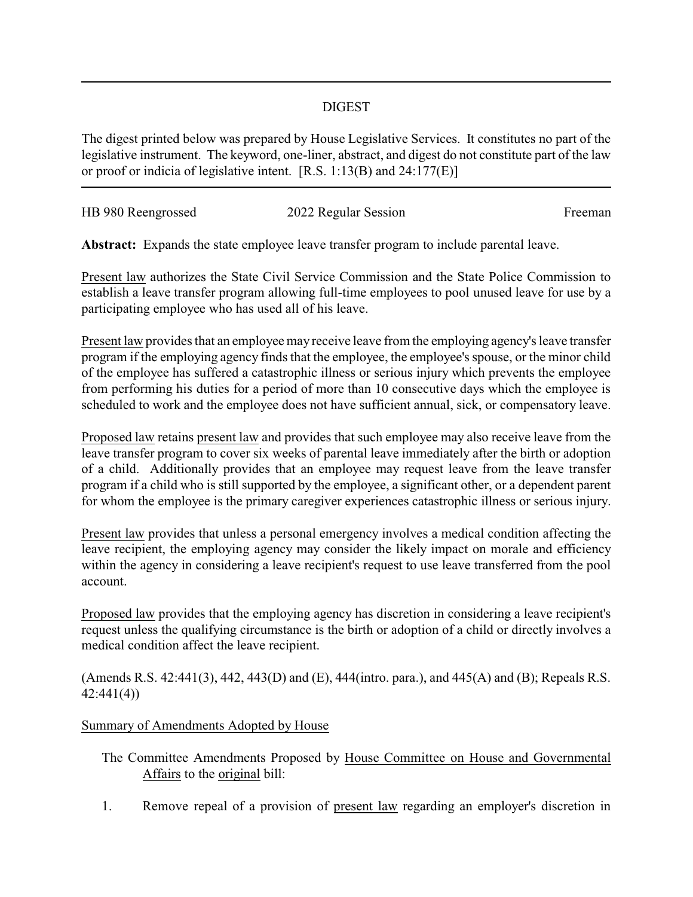# DIGEST

The digest printed below was prepared by House Legislative Services. It constitutes no part of the legislative instrument. The keyword, one-liner, abstract, and digest do not constitute part of the law or proof or indicia of legislative intent. [R.S. 1:13(B) and 24:177(E)]

---

HB 980 Reengrossed — 2022 Regular Session — Freeman

**Abstract:** Expands the state employee leave transfer program to include parental leave.

Present law authorizes the State Civil Service Commission and the State Police Commission to establish a leave transfer program allowing full-time employees to pool unused leave for use by a participating employee who has used all of his leave.

Present law provides that an employee may receive leave from the employing agency's leave transfer program if the employing agency finds that the employee, the employee's spouse, or the minor child of the employee has suffered a catastrophic illness or serious injury which prevents the employee from performing his duties for a period of more than 10 consecutive days which the employee is scheduled to work and the employee does not have sufficient annual, sick, or compensatory leave.

Proposed law retains present law and provides that such employee may also receive leave from the leave transfer program to cover six weeks of parental leave immediately after the birth or adoption of a child. Additionally provides that an employee may request leave from the leave transfer program if a child who is still supported by the employee, a significant other, or a dependent parent for whom the employee is the primary caregiver experiences catastrophic illness or serious injury.

Present law provides that unless a personal emergency involves a medical condition affecting the leave recipient, the employing agency may consider the likely impact on morale and efficiency within the agency in considering a leave recipient's request to use leave transferred from the pool account.

Proposed law provides that the employing agency has discretion in considering a leave recipient's request unless the qualifying circumstance is the birth or adoption of a child or directly involves a medical condition affect the leave recipient.

(Amends R.S. 42:441(3), 442, 443(D) and (E), 444(intro. para.), and 445(A) and (B); Repeals R.S. 42:441(4))

Summary of Amendments Adopted by House

The Committee Amendments Proposed by House Committee on House and Governmental Affairs to the original bill:

1. Remove repeal of a provision of present law regarding an employer's discretion in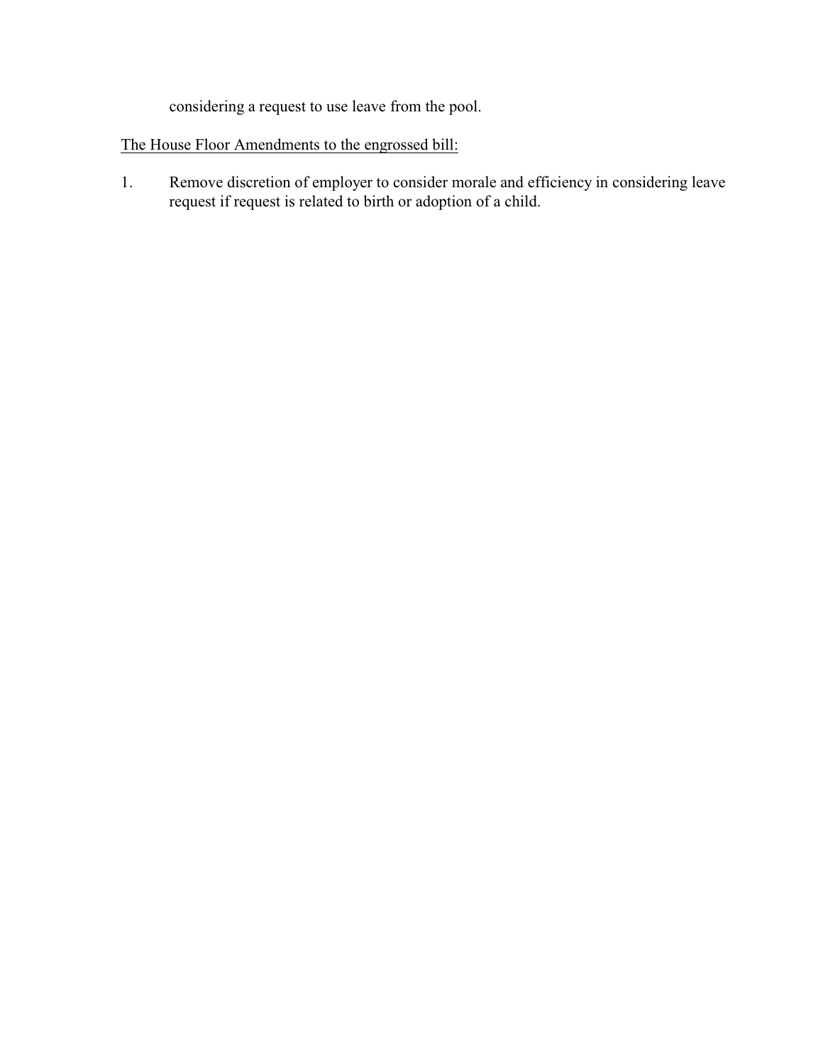considering a request to use leave from the pool.

<u>The House Floor Amendments to the engrossed bill:</u>

1. Remove discretion of employer to consider morale and efficiency in considering leave request if request is related to birth or adoption of a child.